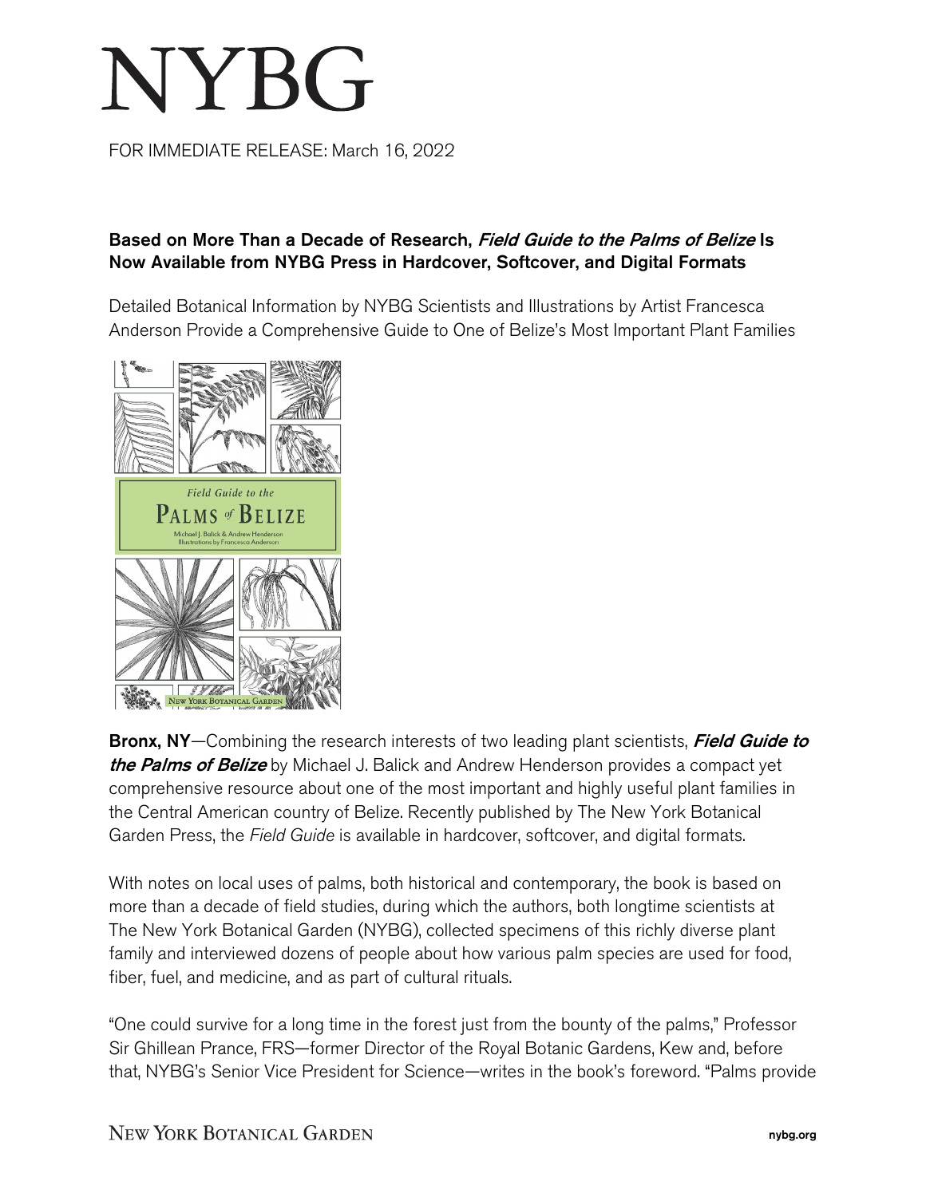# NYBG

FOR IMMEDIATE RELEASE: March 16, 2022

## Based on More Than a Decade of Research, *Field Guide to the Palms of Belize* Is Now Available from NYBG Press in Hardcover, Softcover, and Digital Formats

Detailed Botanical Information by NYBG Scientists and Illustrations by Artist Francesca Anderson Provide a Comprehensive Guide to One of Belize's Most Important Plant Families

**Bronx, NY**—Combining the research interests of two leading plant scientists, ***Field Guide to the Palms of Belize*** by Michael J. Balick and Andrew Henderson provides a compact yet comprehensive resource about one of the most important and highly useful plant families in the Central American country of Belize. Recently published by The New York Botanical Garden Press, the *Field Guide* is available in hardcover, softcover, and digital formats.

With notes on local uses of palms, both historical and contemporary, the book is based on more than a decade of field studies, during which the authors, both longtime scientists at The New York Botanical Garden (NYBG), collected specimens of this richly diverse plant family and interviewed dozens of people about how various palm species are used for food, fiber, fuel, and medicine, and as part of cultural rituals.

"One could survive for a long time in the forest just from the bounty of the palms," Professor Sir Ghillean Prance, FRS—former Director of the Royal Botanic Gardens, Kew and, before that, NYBG's Senior Vice President for Science—writes in the book's foreword. "Palms provide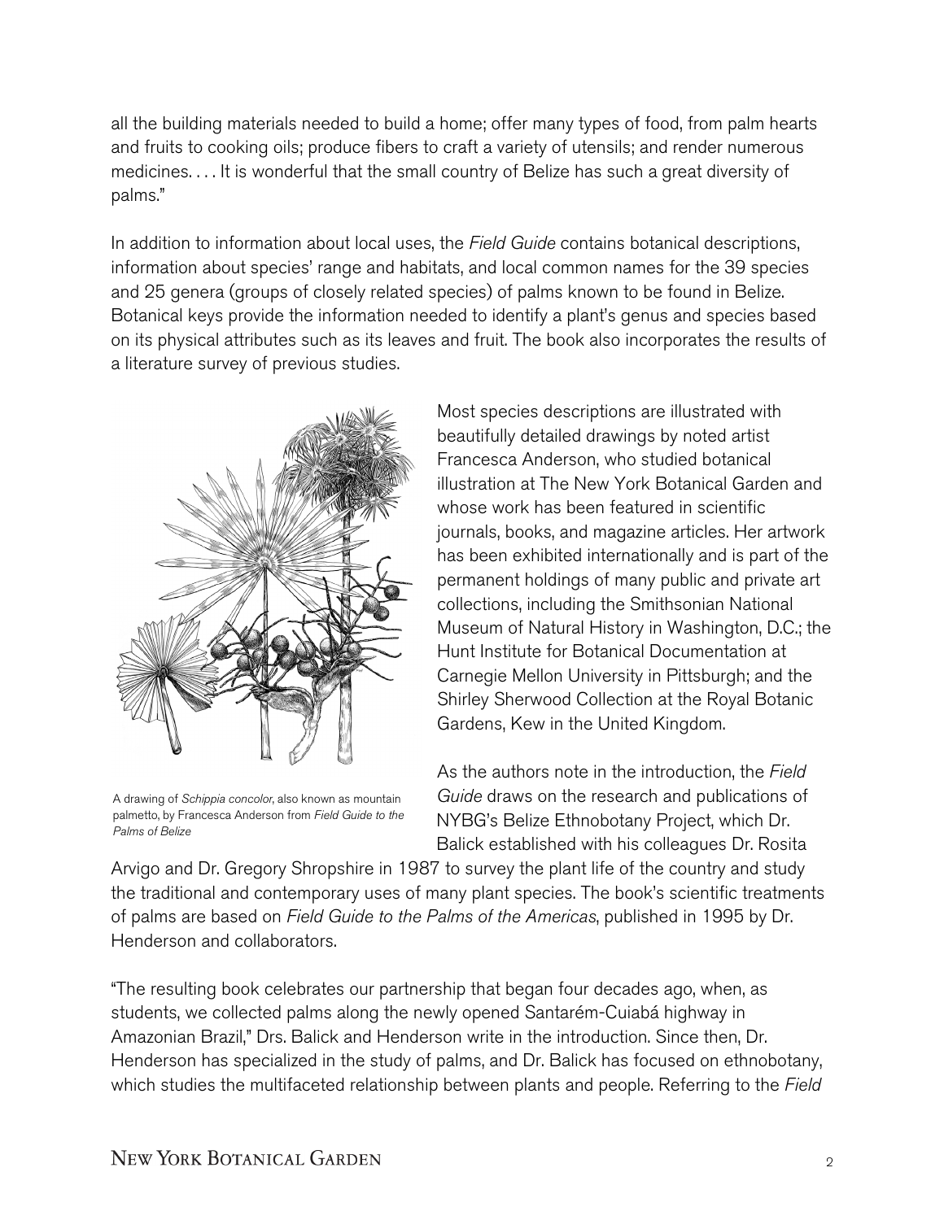all the building materials needed to build a home; offer many types of food, from palm hearts and fruits to cooking oils; produce fibers to craft a variety of utensils; and render numerous medicines. . . . It is wonderful that the small country of Belize has such a great diversity of palms."

In addition to information about local uses, the *Field Guide* contains botanical descriptions, information about species' range and habitats, and local common names for the 39 species and 25 genera (groups of closely related species) of palms known to be found in Belize. Botanical keys provide the information needed to identify a plant's genus and species based on its physical attributes such as its leaves and fruit. The book also incorporates the results of a literature survey of previous studies.

A drawing of *Schippia concolor*, also known as mountain palmetto, by Francesca Anderson from *Field Guide to the Palms of Belize*

Most species descriptions are illustrated with beautifully detailed drawings by noted artist Francesca Anderson, who studied botanical illustration at The New York Botanical Garden and whose work has been featured in scientific journals, books, and magazine articles. Her artwork has been exhibited internationally and is part of the permanent holdings of many public and private art collections, including the Smithsonian National Museum of Natural History in Washington, D.C.; the Hunt Institute for Botanical Documentation at Carnegie Mellon University in Pittsburgh; and the Shirley Sherwood Collection at the Royal Botanic Gardens, Kew in the United Kingdom.

As the authors note in the introduction, the *Field Guide* draws on the research and publications of NYBG's Belize Ethnobotany Project, which Dr. Balick established with his colleagues Dr. Rosita Arvigo and Dr. Gregory Shropshire in 1987 to survey the plant life of the country and study the traditional and contemporary uses of many plant species. The book's scientific treatments of palms are based on *Field Guide to the Palms of the Americas*, published in 1995 by Dr. Henderson and collaborators.

"The resulting book celebrates our partnership that began four decades ago, when, as students, we collected palms along the newly opened Santarém-Cuiabá highway in Amazonian Brazil," Drs. Balick and Henderson write in the introduction. Since then, Dr. Henderson has specialized in the study of palms, and Dr. Balick has focused on ethnobotany, which studies the multifaceted relationship between plants and people. Referring to the *Field*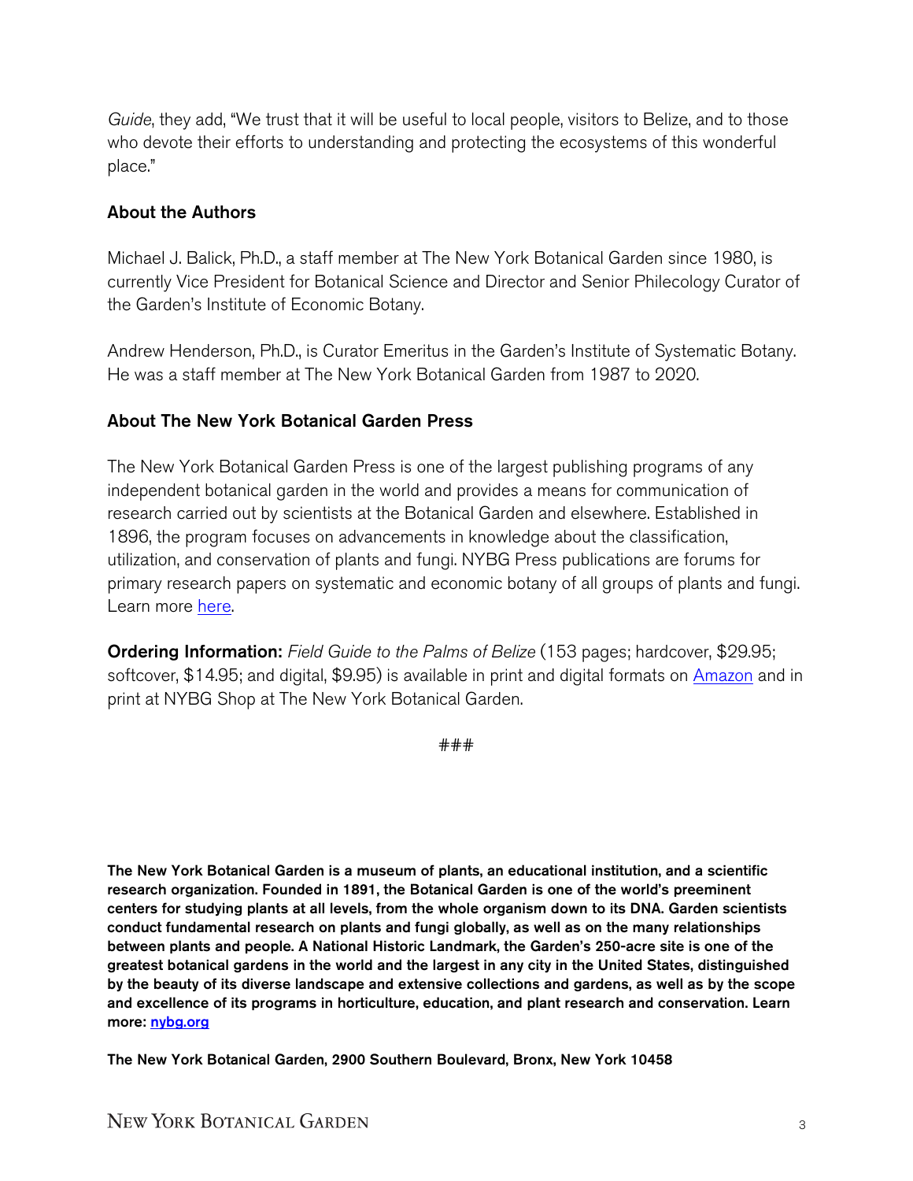*Guide*, they add, "We trust that it will be useful to local people, visitors to Belize, and to those who devote their efforts to understanding and protecting the ecosystems of this wonderful place."

## About the Authors

Michael J. Balick, Ph.D., a staff member at The New York Botanical Garden since 1980, is currently Vice President for Botanical Science and Director and Senior Philecology Curator of the Garden's Institute of Economic Botany.

Andrew Henderson, Ph.D., is Curator Emeritus in the Garden's Institute of Systematic Botany. He was a staff member at The New York Botanical Garden from 1987 to 2020.

## About The New York Botanical Garden Press

The New York Botanical Garden Press is one of the largest publishing programs of any independent botanical garden in the world and provides a means for communication of research carried out by scientists at the Botanical Garden and elsewhere. Established in 1896, the program focuses on advancements in knowledge about the classification, utilization, and conservation of plants and fungi. NYBG Press publications are forums for primary research papers on systematic and economic botany of all groups of plants and fungi. Learn more here.

**Ordering Information:** *Field Guide to the Palms of Belize* (153 pages; hardcover, $29.95; softcover, $14.95; and digital, $9.95) is available in print and digital formats on Amazon and in print at NYBG Shop at The New York Botanical Garden.

###

**The New York Botanical Garden is a museum of plants, an educational institution, and a scientific research organization. Founded in 1891, the Botanical Garden is one of the world's preeminent centers for studying plants at all levels, from the whole organism down to its DNA. Garden scientists conduct fundamental research on plants and fungi globally, as well as on the many relationships between plants and people. A National Historic Landmark, the Garden's 250-acre site is one of the greatest botanical gardens in the world and the largest in any city in the United States, distinguished by the beauty of its diverse landscape and extensive collections and gardens, as well as by the scope and excellence of its programs in horticulture, education, and plant research and conservation. Learn more: nybg.org**

**The New York Botanical Garden, 2900 Southern Boulevard, Bronx, New York 10458**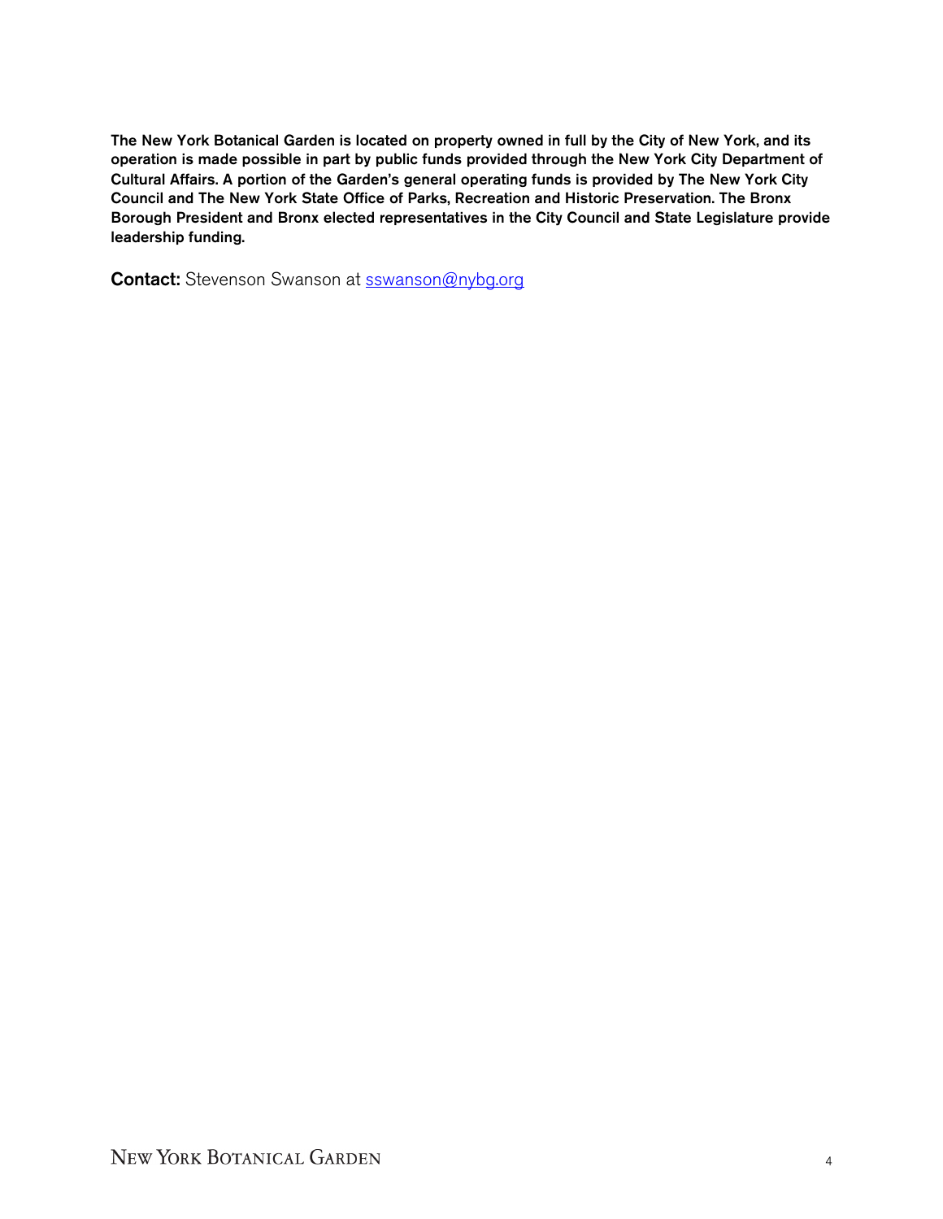**The New York Botanical Garden is located on property owned in full by the City of New York, and its operation is made possible in part by public funds provided through the New York City Department of Cultural Affairs. A portion of the Garden's general operating funds is provided by The New York City Council and The New York State Office of Parks, Recreation and Historic Preservation. The Bronx Borough President and Bronx elected representatives in the City Council and State Legislature provide leadership funding.**

**Contact:** Stevenson Swanson at sswanson@nybg.org